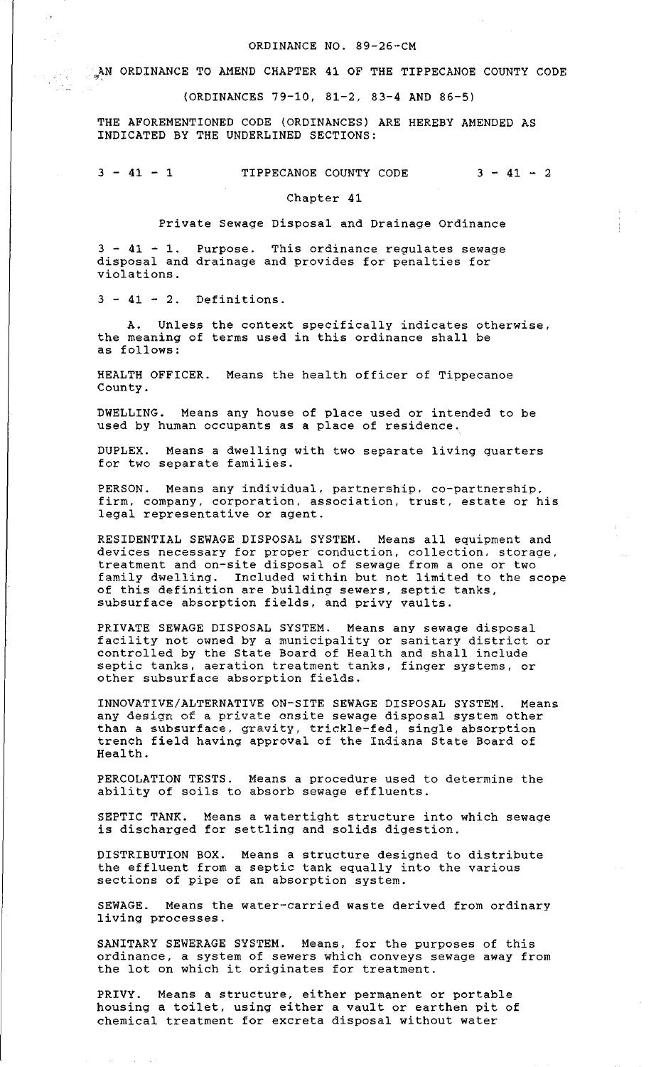ORDINANCE NO. 89-26-CM

AN ORDINANCE TO AMEND CHAPTER 41 OF THE TIPPECANOE COUNTY CODE

(ORDINANCES 79-10, 81-2, 83-4 AND 86-5)

THE AFOREMENTIONED CODE (ORDINANCES) ARE HEREBY AMENDED AS INDICATED BY THE UNDERLINED SECTIONS:

3 - 41 - 1 TIPPECANOE COUNTY CODE 3 - 41 - 2

## Chapter 41

### Private Sewage Disposal and Drainage Ordinance

3 - 41 - 1. Purpose. This ordinance regulates sewage disposal and drainage and provides for penalties for violations.

3 - 41 - 2. Definitions.

A. Unless the context specifically indicates otherwise, the meaning of terms used in this ordinance shall be as follows:

HEALTH OFFICER. Means the health officer of Tippecanoe County.

DWELLING. Means any house of place used or intended to be used by human occupants as a place of residence.

DUPLEX. Means a dwelling with two separate living quarters for two separate families.

PERSON. Means any individual, partnership, co-partnership, firm, company, corporation, association, trust, estate or his legal representative or agent.

RESIDENTIAL SEWAGE DISPOSAL SYSTEM. Means all equipment and devices necessary for proper conduction, collection, storage, treatment and on-site disposal of sewage from a one or two family dwelling. Included within but not limited to the scope of this definition are building sewers, septic tanks, subsurface absorption fields, and privy vaults.

PRIVATE SEWAGE DISPOSAL SYSTEM. Means any sewage disposal facility not owned by a municipality or sanitary district or controlled by the State Board of Health and shall include septic tanks, aeration treatment tanks, finger systems, or other subsurface absorption fields.

INNOVATIVE/ALTERNATIVE ON-SITE SEWAGE DISPOSAL SYSTEM. Means any design of a private onsite sewage disposal system other than a subsurface, gravity, trickle-fed, single absorption trench field having approval of the Indiana State Board of Health.

PERCOLATION TESTS. Means a procedure used to determine the ability of soils to absorb sewage effluents.

SEPTIC TANK. Means a watertight structure into which sewage is discharged for settling and solids digestion.

DISTRIBUTION BOX. Means a structure designed to distribute the effluent from a septic tank equally into the various sections of pipe of an absorption system.

SEWAGE. Means the water-carried waste derived from ordinary living processes.

SANITARY SEWERAGE SYSTEM. Means, for the purposes of this ordinance, a system of sewers which conveys sewage away from the lot on which it originates for treatment.

PRIVY. Means a structure, either permanent or portable housing a toilet, using either a vault or earthen pit of chemical treatment for excreta disposal without water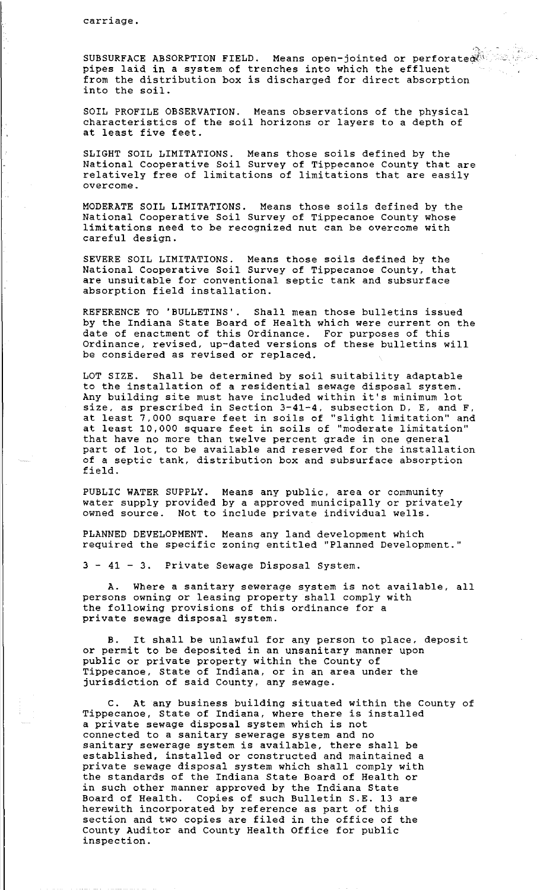carriage.

SUBSURFACE ABSORPTION FIELD. Means open-jointed or perforated pipes laid in a system of trenches into which the effluent from the distribution box is discharged for direct absorption into the soil.

SOIL PROFILE OBSERVATION. Means observations of the physical characteristics of the soil horizons or layers to a depth of at least five feet.

SLIGHT SOIL LIMITATIONS. Means those soils defined by the National Cooperative Soil Survey of Tippecanoe County that are relatively free of limitations of limitations that are easily overcome.

MODERATE SOIL LIMITATIONS. Means those soils defined by the National Cooperative Soil Survey of Tippecanoe County whose limitations need to be recognized nut can be overcome with careful design.

SEVERE SOIL LIMITATIONS. Means those soils defined by the National Cooperative Soil Survey of Tippecanoe County, that are unsuitable for conventional septic tank and subsurface absorption field installation.

REFERENCE TO 'BULLETINS'. Shall mean those bulletins issued by the Indiana State Board of Health which were current on the date of enactment of this Ordinance. For purposes of this Ordinance, revised, up-dated versions of these bulletins will be considered as revised or replaced.

LOT SIZE. Shall be determined by soil suitability adaptable to the installation of a residential sewage disposal system. Any building site must have included within it's minimum lot size, as prescribed in Section 3-41-4, subsection D, E, and F, at least 7,000 square feet in soils of "slight limitation" and at least 10,000 square feet in soils of "moderate limitation" that have no more than twelve percent grade in one general part of lot, to be available and reserved for the installation of a septic tank, distribution box and subsurface absorption field.

PUBLIC WATER SUPPLY. Means any public, area or community water supply provided by a approved municipally or privately owned source. Not to include private individual wells.

PLANNED DEVELOPMENT. Means any land development which required the specific zoning entitled "Planned Development."

3 - 41 - 3. Private Sewage Disposal System.

A. Where a sanitary sewerage system is not available, all persons owning or leasing property shall comply with the following provisions of this ordinance for a private sewage disposal system.

B. It shall be unlawful for any person to place, deposit or permit to be deposited in an unsanitary manner upon public or private property within the County of Tippecanoe, State of Indiana, or in an area under the jurisdiction of said County, any sewage.

C. At any business building situated within the County of Tippecanoe, State of Indiana, where there is installed a private sewage disposal system which is not connected to a sanitary sewerage system and no sanitary sewerage system is available, there shall be established, installed or constructed and maintained a private sewage disposal system which shall comply with the standards of the Indiana State Board of Health or in such other manner approved by the Indiana State Board of Health. Copies of such Bulletin S.E. 13 are herewith incorporated by reference as part of this section and two copies are filed in the office of the County Auditor and County Health Office for public inspection.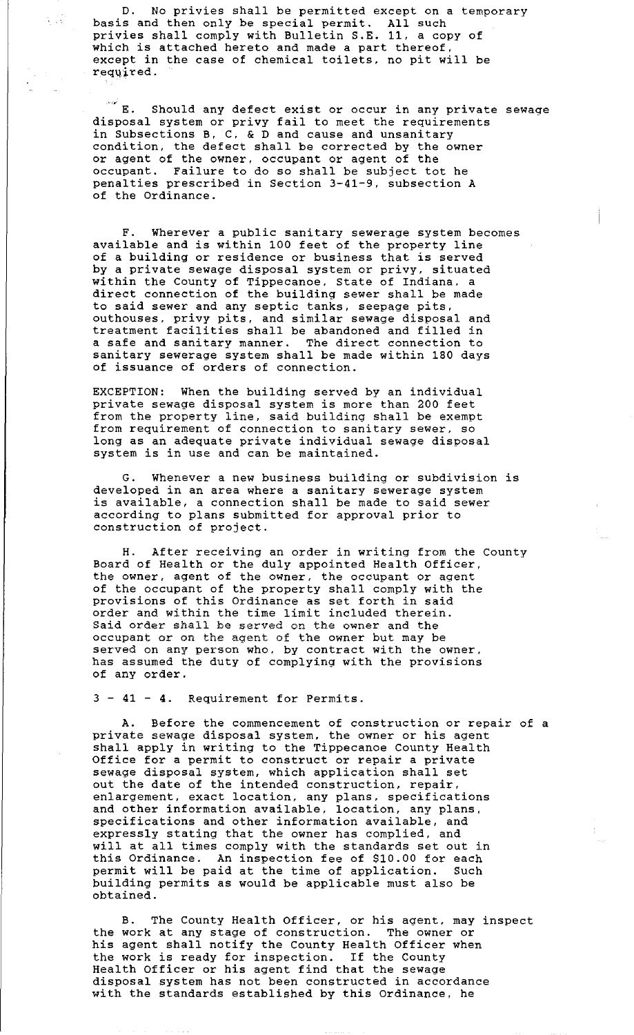D. No privies shall be permitted except on a temporary basis and then only be special permit. All such privies shall comply with Bulletin S.E. 11, a copy of which is attached hereto and made a part thereof, except in the case of chemical toilets, no pit will be required.

E. Should any defect exist or occur in any private sewage disposal system or privy fail to meet the requirements in Subsections B, C, & D and cause and unsanitary condition, the defect shall be corrected by the owner or agent of the owner, occupant or agent of the occupant. Failure to do so shall be subject tot he penalties prescribed in Section 3-41-9, subsection A of the Ordinance.

F. Wherever a public sanitary sewerage system becomes available and is within 100 feet of the property line of a building or residence or business that is served by a private sewage disposal system or privy, situated within the County of Tippecanoe, State of Indiana, a direct connection of the building sewer shall be made to said sewer and any septic tanks, seepage pits, outhouses, privy pits, and similar sewage disposal and treatment facilities shall be abandoned and filled in a safe and sanitary manner. The direct connection to sanitary sewerage system shall be made within 180 days of issuance of orders of connection.

EXCEPTION: When the building served by an individual private sewage disposal system is more than 200 feet from the property line, said building shall be exempt from requirement of connection to sanitary sewer, so long as an adequate private individual sewage disposal system is in use and can be maintained.

G. Whenever a new business building or subdivision is developed in an area where a sanitary sewerage system is available, a connection shall be made to said sewer according to plans submitted for approval prior to construction of project.

H. After receiving an order in writing from the County Board of Health or the duly appointed Health Officer, the owner, agent of the owner, the occupant or agent of the occupant of the property shall comply with the provisions of this Ordinance as set forth in said order and within the time limit included therein. Said order shall be served on the owner and the occupant or on the agent of the owner but may be served on any person who, by contract with the owner, has assumed the duty of complying with the provisions of any order.

3 - 41 - 4. Requirement for Permits.

A. Before the commencement of construction or repair of a private sewage disposal system, the owner or his agent shall apply in writing to the Tippecanoe County Health Office for a permit to construct or repair a private sewage disposal system, which application shall set out the date of the intended construction, repair, enlargement, exact location, any plans, specifications and other information available, location, any plans, specifications and other information available, and expressly stating that the owner has complied, and will at all times comply with the standards set out in this Ordinance. An inspection fee of $10.00 for each permit will be paid at the time of application. Such building permits as would be applicable must also be obtained.

B. The County Health Officer, or his agent, may inspect the work at any stage of construction. The owner or his agent shall notify the County Health Officer when the work is ready for inspection. If the County Health Officer or his agent find that the sewage disposal system has not been constructed in accordance with the standards established by this Ordinance, he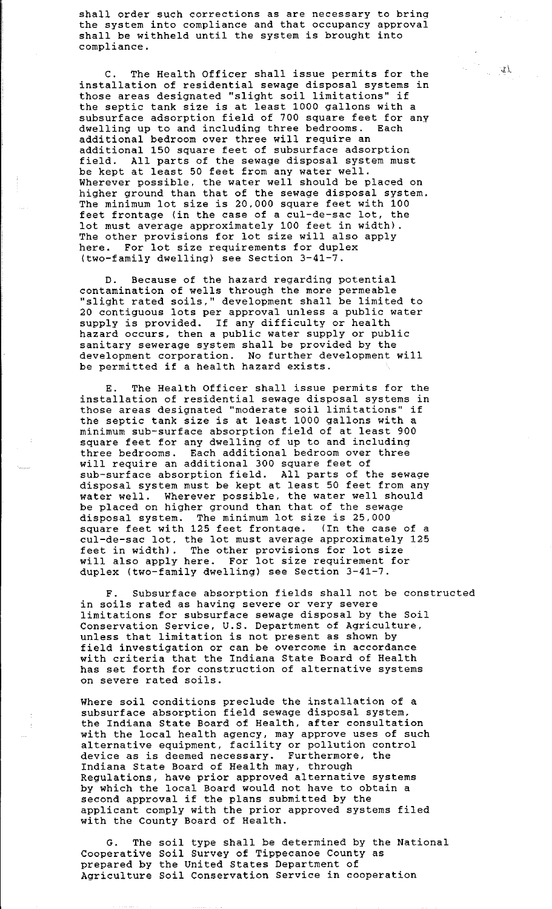shall order such corrections as are necessary to bring the system into compliance and that occupancy approval shall be withheld until the system is brought into compliance.

C. The Health Officer shall issue permits for the installation of residential sewage disposal systems in those areas designated "slight soil limitations" if the septic tank size is at least 1000 gallons with a subsurface adsorption field of 700 square feet for any dwelling up to and including three bedrooms. Each additional bedroom over three will require an additional 150 square feet of subsurface adsorption field. All parts of the sewage disposal system must be kept at least 50 feet from any water well. Wherever possible, the water well should be placed on higher ground than that of the sewage disposal system. The minimum lot size is 20,000 square feet with 100 feet frontage (in the case of a cul-de-sac lot, the lot must average approximately 100 feet in width). The other provisions for lot size will also apply here. For lot size requirements for duplex (two-family dwelling) see Section 3-41-7.

D. Because of the hazard regarding potential contamination of wells through the more permeable "slight rated soils," development shall be limited to 20 contiguous lots per approval unless a public water supply is provided. If any difficulty or health hazard occurs, then a public water supply or public sanitary sewerage system shall be provided by the development corporation. No further development will be permitted if a health hazard exists.

E. The Health Officer shall issue permits for the installation of residential sewage disposal systems in those areas designated "moderate soil limitations" if the septic tank size is at least 1000 gallons with a minimum sub-surface absorption field of at least 900 square feet for any dwelling of up to and including three bedrooms. Each additional bedroom over three will require an additional 300 square feet of sub-surface absorption field. All parts of the sewage disposal system must be kept at least 50 feet from any water well. Wherever possible, the water well should be placed on higher ground than that of the sewage disposal system. The minimum lot size is 25,000 square feet with 125 feet frontage. (In the case of a cul-de-sac lot, the lot must average approximately 125 feet in width). The other provisions for lot size will also apply here. For lot size requirement for duplex (two-family dwelling) see Section 3-41-7.

F. Subsurface absorption fields shall not be constructed in soils rated as having severe or very severe limitations for subsurface sewage disposal by the Soil Conservation Service, U.S. Department of Agriculture, unless that limitation is not present as shown by field investigation or can be overcome in accordance with criteria that the Indiana State Board of Health has set forth for construction of alternative systems on severe rated soils.

Where soil conditions preclude the installation of a subsurface absorption field sewage disposal system, the Indiana State Board of Health, after consultation with the local health agency, may approve uses of such alternative equipment, facility or pollution control device as is deemed necessary. Furthermore, the Indiana State Board of Health may, through Regulations, have prior approved alternative systems by which the local Board would not have to obtain a second approval if the plans submitted by the applicant comply with the prior approved systems filed with the County Board of Health.

G. The soil type shall be determined by the National Cooperative Soil Survey of Tippecanoe County as prepared by the United States Department of Agriculture Soil Conservation Service in cooperation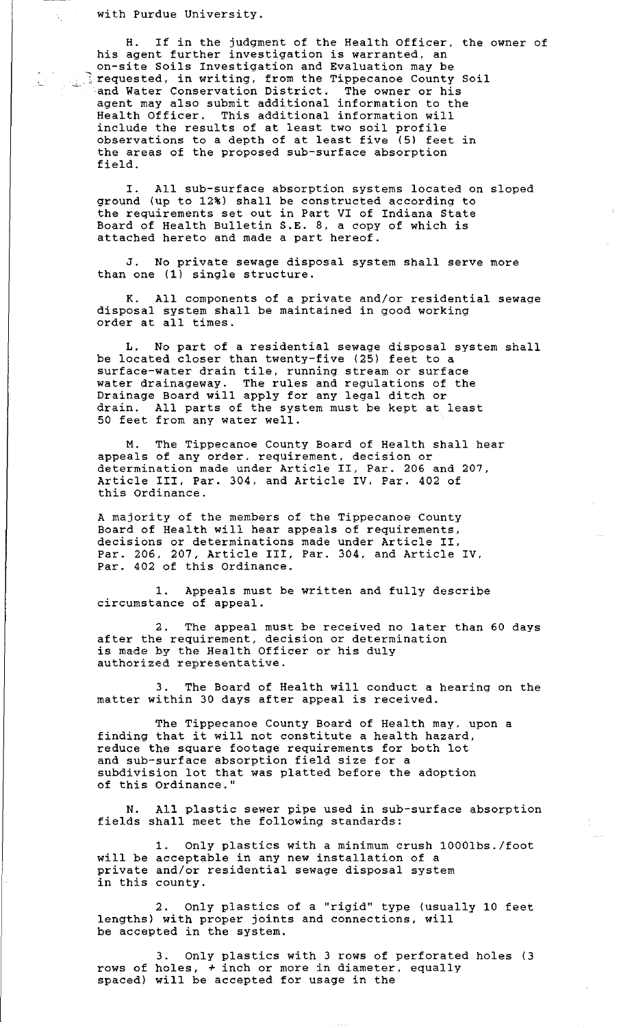with Purdue University.

H. If in the judgment of the Health Officer, the owner of his agent further investigation is warranted, an on-site Soils Investigation and Evaluation may be requested, in writing, from the Tippecanoe County Soil and Water Conservation District. The owner or his agent may also submit additional information to the Health Officer. This additional information will include the results of at least two soil profile observations to a depth of at least five (5) feet in the areas of the proposed sub-surface absorption field.

I. All sub-surface absorption systems located on sloped ground (up to 12%) shall be constructed according to the requirements set out in Part VI of Indiana State Board of Health Bulletin S.E. 8, a copy of which is attached hereto and made a part hereof.

J. No private sewage disposal system shall serve more than one (1) single structure.

K. All components of a private and/or residential sewage disposal system shall be maintained in good working order at all times.

L. No part of a residential sewage disposal system shall be located closer than twenty-five (25) feet to a surface-water drain tile, running stream or surface water drainageway. The rules and regulations of the Drainage Board will apply for any legal ditch or drain. All parts of the system must be kept at least 50 feet from any water well.

M. The Tippecanoe County Board of Health shall hear appeals of any order, requirement, decision or determination made under Article II, Par. 206 and 207, Article III, Par. 304, and Article IV, Par. 402 of this Ordinance.

A majority of the members of the Tippecanoe County Board of Health will hear appeals of requirements, decisions or determinations made under Article II, Par. 206, 207, Article III, Par. 304, and Article IV, Par. 402 of this Ordinance.

1. Appeals must be written and fully describe circumstance of appeal.

2. The appeal must be received no later than 60 days after the requirement, decision or determination is made by the Health Officer or his duly authorized representative.

3. The Board of Health will conduct a hearing on the matter within 30 days after appeal is received.

The Tippecanoe County Board of Health may, upon a finding that it will not constitute a health hazard, reduce the square footage requirements for both lot and sub-surface absorption field size for a subdivision lot that was platted before the adoption of this Ordinance."

N. All plastic sewer pipe used in sub-surface absorption fields shall meet the following standards:

1. Only plastics with a minimum crush 1000lbs./foot will be acceptable in any new installation of a private and/or residential sewage disposal system in this county.

2. Only plastics of a "rigid" type (usually 10 feet lengths) with proper joints and connections, will be accepted in the system.

3. Only plastics with 3 rows of perforated holes (3 rows of holes, ½ inch or more in diameter, equally spaced) will be accepted for usage in the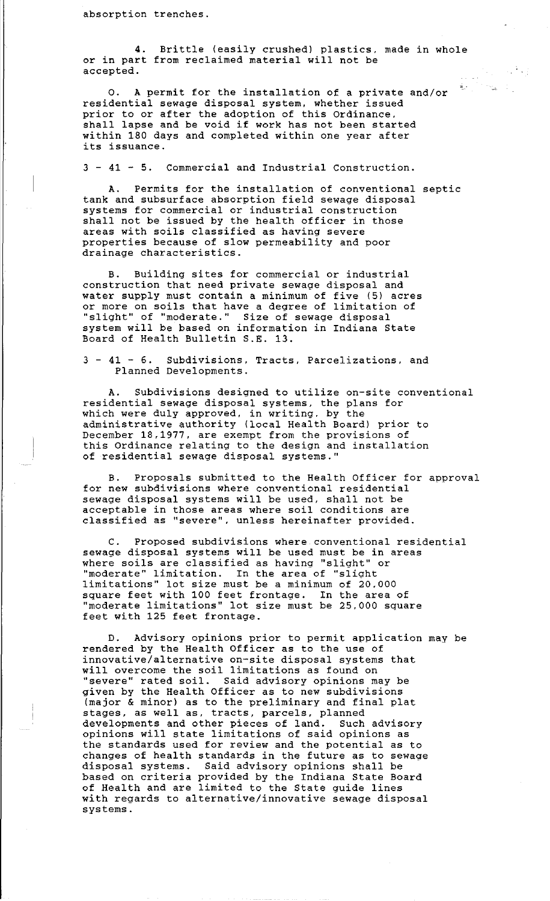absorption trenches.

4. Brittle (easily crushed) plastics, made in whole or in part from reclaimed material will not be accepted.

O. A permit for the installation of a private and/or residential sewage disposal system, whether issued prior to or after the adoption of this Ordinance, shall lapse and be void if work has not been started within 180 days and completed within one year after its issuance.

3 - 41 - 5. Commercial and Industrial Construction.

A. Permits for the installation of conventional septic tank and subsurface absorption field sewage disposal systems for commercial or industrial construction shall not be issued by the health officer in those areas with soils classified as having severe properties because of slow permeability and poor drainage characteristics.

B. Building sites for commercial or industrial construction that need private sewage disposal and water supply must contain a minimum of five (5) acres or more on soils that have a degree of limitation of "slight" of "moderate." Size of sewage disposal system will be based on information in Indiana State Board of Health Bulletin S.E. 13.

3 - 41 - 6. Subdivisions, Tracts, Parcelizations, and Planned Developments.

A. Subdivisions designed to utilize on-site conventional residential sewage disposal systems, the plans for which were duly approved, in writing, by the administrative authority (local Health Board) prior to December 18,1977, are exempt from the provisions of this Ordinance relating to the design and installation of residential sewage disposal systems."

B. Proposals submitted to the Health Officer for approval for new subdivisions where conventional residential sewage disposal systems will be used, shall not be acceptable in those areas where soil conditions are classified as "severe", unless hereinafter provided.

C. Proposed subdivisions where conventional residential sewage disposal systems will be used must be in areas where soils are classified as having "slight" or "moderate" limitation. In the area of "slight limitations" lot size must be a minimum of 20,000 square feet with 100 feet frontage. In the area of "moderate limitations" lot size must be 25,000 square feet with 125 feet frontage.

D. Advisory opinions prior to permit application may be rendered by the Health Officer as to the use of innovative/alternative on-site disposal systems that will overcome the soil limitations as found on "severe" rated soil. Said advisory opinions may be given by the Health Officer as to new subdivisions (major & minor) as to the preliminary and final plat stages, as well as, tracts, parcels, planned developments and other pieces of land. Such advisory opinions will state limitations of said opinions as the standards used for review and the potential as to changes of health standards in the future as to sewage disposal systems. Said advisory opinions shall be based on criteria provided by the Indiana State Board of Health and are limited to the State guide lines with regards to alternative/innovative sewage disposal systems.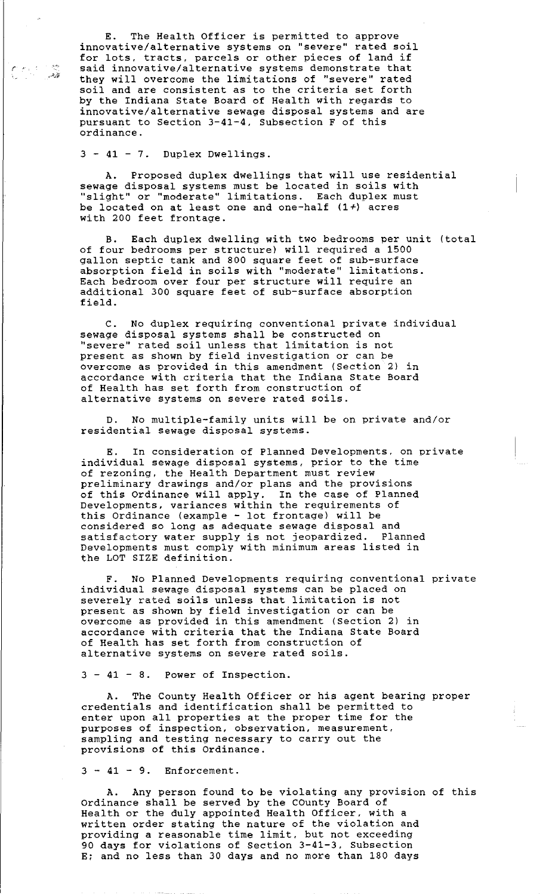E. The Health Officer is permitted to approve innovative/alternative systems on "severe" rated soil for lots, tracts, parcels or other pieces of land if said innovative/alternative systems demonstrate that they will overcome the limitations of "severe" rated soil and are consistent as to the criteria set forth by the Indiana State Board of Health with regards to innovative/alternative sewage disposal systems and are pursuant to Section 3-41-4, Subsection F of this ordinance.

3 - 41 - 7. Duplex Dwellings.

A. Proposed duplex dwellings that will use residential sewage disposal systems must be located in soils with "slight" or "moderate" limitations. Each duplex must be located on at least one and one-half (1½) acres with 200 feet frontage.

B. Each duplex dwelling with two bedrooms per unit (total of four bedrooms per structure) will required a 1500 gallon septic tank and 800 square feet of sub-surface absorption field in soils with "moderate" limitations. Each bedroom over four per structure will require an additional 300 square feet of sub-surface absorption field.

C. No duplex requiring conventional private individual sewage disposal systems shall be constructed on "severe" rated soil unless that limitation is not present as shown by field investigation or can be overcome as provided in this amendment (Section 2) in accordance with criteria that the Indiana State Board of Health has set forth from construction of alternative systems on severe rated soils.

D. No multiple-family units will be on private and/or residential sewage disposal systems.

E. In consideration of Planned Developments, on private individual sewage disposal systems, prior to the time of rezoning, the Health Department must review preliminary drawings and/or plans and the provisions of this Ordinance will apply. In the case of Planned Developments, variances within the requirements of this Ordinance (example - lot frontage) will be considered so long as adequate sewage disposal and satisfactory water supply is not jeopardized. Planned Developments must comply with minimum areas listed in the LOT SIZE definition.

F. No Planned Developments requiring conventional private individual sewage disposal systems can be placed on severely rated soils unless that limitation is not present as shown by field investigation or can be overcome as provided in this amendment (Section 2) in accordance with criteria that the Indiana State Board of Health has set forth from construction of alternative systems on severe rated soils.

3 - 41 - 8. Power of Inspection.

A. The County Health Officer or his agent bearing proper credentials and identification shall be permitted to enter upon all properties at the proper time for the purposes of inspection, observation, measurement, sampling and testing necessary to carry out the provisions of this Ordinance.

3 - 41 - 9. Enforcement.

A. Any person found to be violating any provision of this Ordinance shall be served by the COunty Board of Health or the duly appointed Health Officer, with a written order stating the nature of the violation and providing a reasonable time limit, but not exceeding 90 days for violations of Section 3-41-3, Subsection E; and no less than 30 days and no more than 180 days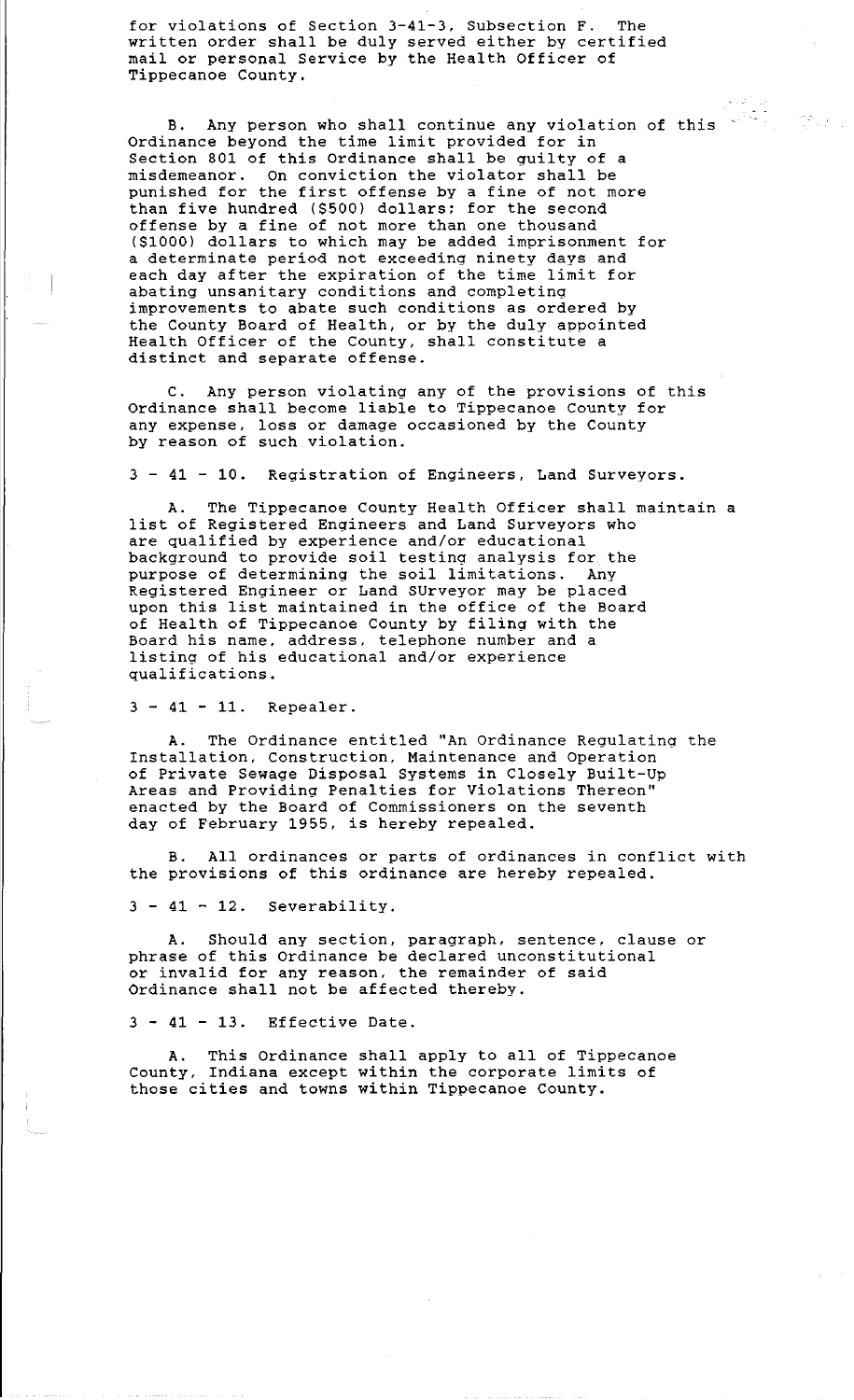for violations of Section 3-41-3, Subsection F. The written order shall be duly served either by certified mail or personal Service by the Health Officer of Tippecanoe County.

B. Any person who shall continue any violation of this Ordinance beyond the time limit provided for in Section 801 of this Ordinance shall be guilty of a misdemeanor. On conviction the violator shall be punished for the first offense by a fine of not more than five hundred ($500) dollars; for the second offense by a fine of not more than one thousand ($1000) dollars to which may be added imprisonment for a determinate period not exceeding ninety days and each day after the expiration of the time limit for abating unsanitary conditions and completing improvements to abate such conditions as ordered by the County Board of Health, or by the duly appointed Health Officer of the County, shall constitute a distinct and separate offense.

C. Any person violating any of the provisions of this Ordinance shall become liable to Tippecanoe County for any expense, loss or damage occasioned by the County by reason of such violation.

3 - 41 - 10. Registration of Engineers, Land Surveyors.

A. The Tippecanoe County Health Officer shall maintain a list of Registered Engineers and Land Surveyors who are qualified by experience and/or educational background to provide soil testing analysis for the purpose of determining the soil limitations. Any Registered Engineer or Land SUrveyor may be placed upon this list maintained in the office of the Board of Health of Tippecanoe County by filing with the Board his name, address, telephone number and a listing of his educational and/or experience qualifications.

3 - 41 - 11. Repealer.

A. The Ordinance entitled "An Ordinance Regulating the Installation, Construction, Maintenance and Operation of Private Sewage Disposal Systems in Closely Built-Up Areas and Providing Penalties for Violations Thereon" enacted by the Board of Commissioners on the seventh day of February 1955, is hereby repealed.

B. All ordinances or parts of ordinances in conflict with the provisions of this ordinance are hereby repealed.

3 - 41 - 12. Severability.

A. Should any section, paragraph, sentence, clause or phrase of this Ordinance be declared unconstitutional or invalid for any reason, the remainder of said Ordinance shall not be affected thereby.

3 - 41 - 13. Effective Date.

A. This Ordinance shall apply to all of Tippecanoe County, Indiana except within the corporate limits of those cities and towns within Tippecanoe County.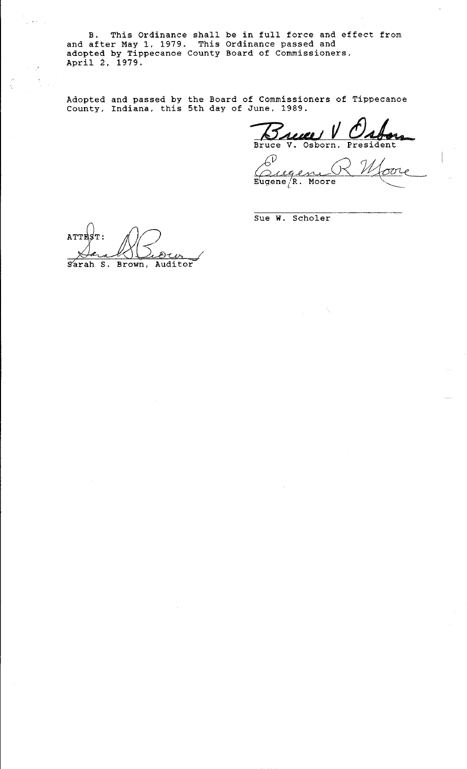B. This Ordinance shall be in full force and effect from and after May 1, 1979. This Ordinance passed and adopted by Tippecanoe County Board of Commissioners, April 2, 1979.

Adopted and passed by the Board of Commissioners of Tippecanoe County, Indiana, this 5th day of June, 1989.

Bruce V. Osborn, President

Eugene R. Moore

Sue W. Scholer

ATTEST:

Sarah S. Brown, Auditor